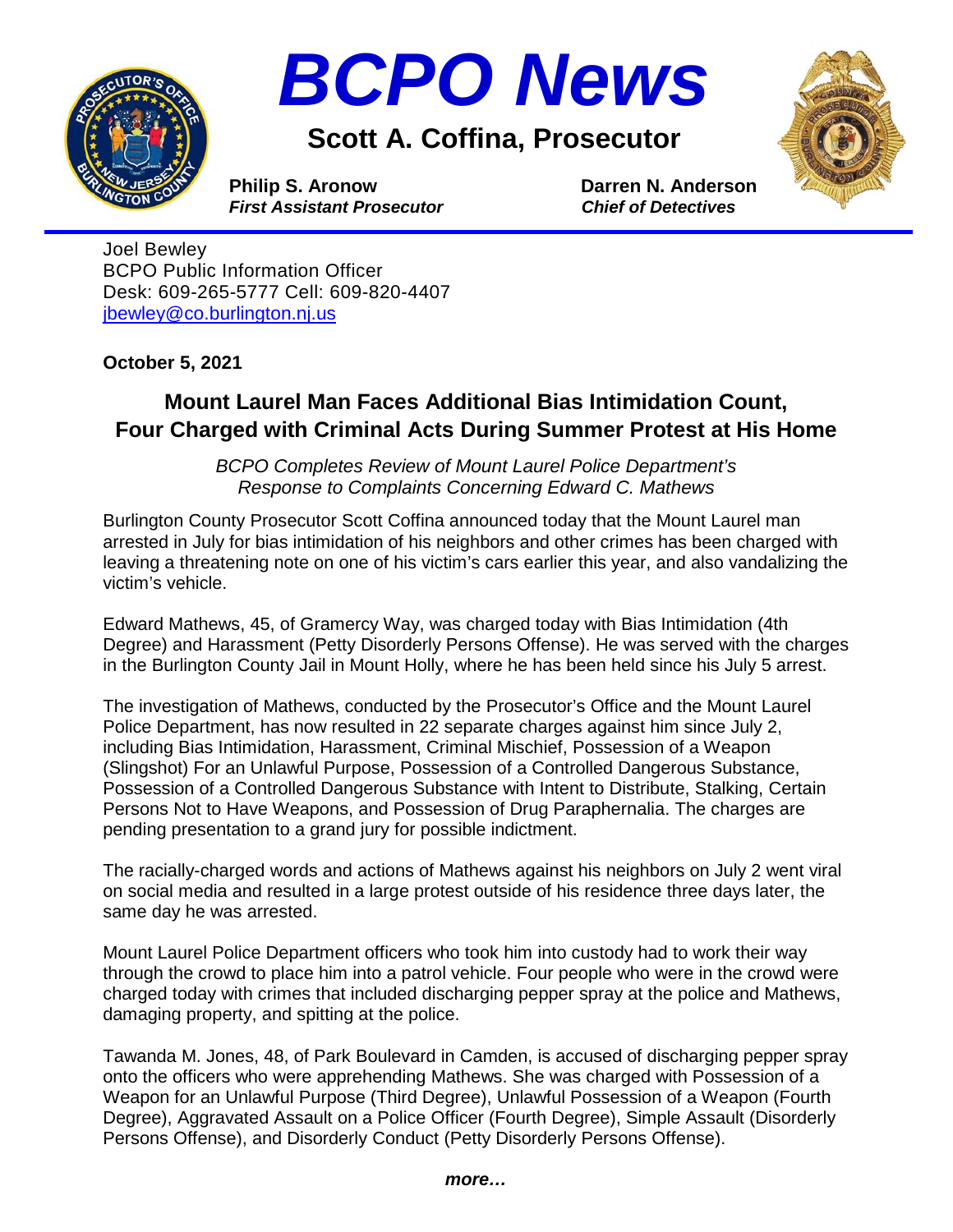# BCPO News

## Scott A. Coffina, Prosecutor

**Philip S. Aronow**
***First Assistant Prosecutor***

**Darren N. Anderson**
***Chief of Detectives***

Joel Bewley
BCPO Public Information Officer
Desk: 609-265-5777 Cell: 609-820-4407
[jbewley@co.burlington.nj.us](mailto:jbewley@co.burlington.nj.us)

**October 5, 2021**

## Mount Laurel Man Faces Additional Bias Intimidation Count, Four Charged with Criminal Acts During Summer Protest at His Home

*BCPO Completes Review of Mount Laurel Police Department's Response to Complaints Concerning Edward C. Mathews*

Burlington County Prosecutor Scott Coffina announced today that the Mount Laurel man arrested in July for bias intimidation of his neighbors and other crimes has been charged with leaving a threatening note on one of his victim's cars earlier this year, and also vandalizing the victim's vehicle.

Edward Mathews, 45, of Gramercy Way, was charged today with Bias Intimidation (4th Degree) and Harassment (Petty Disorderly Persons Offense). He was served with the charges in the Burlington County Jail in Mount Holly, where he has been held since his July 5 arrest.

The investigation of Mathews, conducted by the Prosecutor's Office and the Mount Laurel Police Department, has now resulted in 22 separate charges against him since July 2, including Bias Intimidation, Harassment, Criminal Mischief, Possession of a Weapon (Slingshot) For an Unlawful Purpose, Possession of a Controlled Dangerous Substance, Possession of a Controlled Dangerous Substance with Intent to Distribute, Stalking, Certain Persons Not to Have Weapons, and Possession of Drug Paraphernalia. The charges are pending presentation to a grand jury for possible indictment.

The racially-charged words and actions of Mathews against his neighbors on July 2 went viral on social media and resulted in a large protest outside of his residence three days later, the same day he was arrested.

Mount Laurel Police Department officers who took him into custody had to work their way through the crowd to place him into a patrol vehicle. Four people who were in the crowd were charged today with crimes that included discharging pepper spray at the police and Mathews, damaging property, and spitting at the police.

Tawanda M. Jones, 48, of Park Boulevard in Camden, is accused of discharging pepper spray onto the officers who were apprehending Mathews. She was charged with Possession of a Weapon for an Unlawful Purpose (Third Degree), Unlawful Possession of a Weapon (Fourth Degree), Aggravated Assault on a Police Officer (Fourth Degree), Simple Assault (Disorderly Persons Offense), and Disorderly Conduct (Petty Disorderly Persons Offense).

***more…***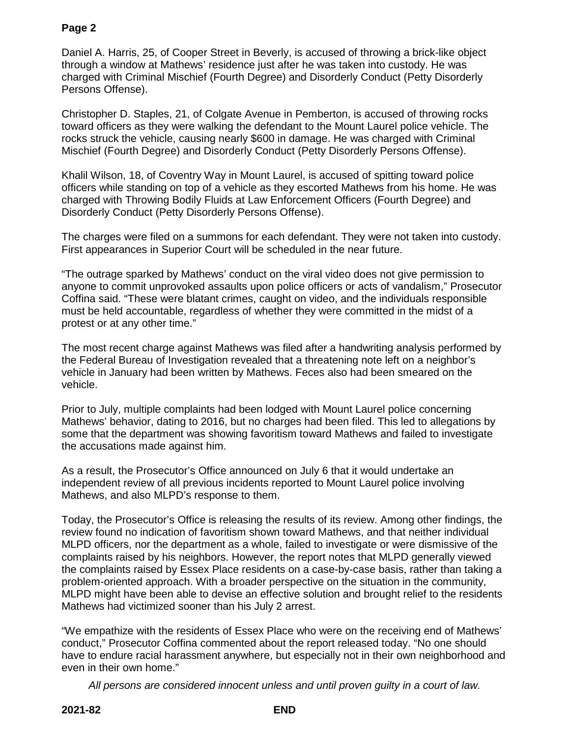Daniel A. Harris, 25, of Cooper Street in Beverly, is accused of throwing a brick-like object through a window at Mathews' residence just after he was taken into custody. He was charged with Criminal Mischief (Fourth Degree) and Disorderly Conduct (Petty Disorderly Persons Offense).

Christopher D. Staples, 21, of Colgate Avenue in Pemberton, is accused of throwing rocks toward officers as they were walking the defendant to the Mount Laurel police vehicle. The rocks struck the vehicle, causing nearly $600 in damage. He was charged with Criminal Mischief (Fourth Degree) and Disorderly Conduct (Petty Disorderly Persons Offense).

Khalil Wilson, 18, of Coventry Way in Mount Laurel, is accused of spitting toward police officers while standing on top of a vehicle as they escorted Mathews from his home. He was charged with Throwing Bodily Fluids at Law Enforcement Officers (Fourth Degree) and Disorderly Conduct (Petty Disorderly Persons Offense).

The charges were filed on a summons for each defendant. They were not taken into custody. First appearances in Superior Court will be scheduled in the near future.

"The outrage sparked by Mathews' conduct on the viral video does not give permission to anyone to commit unprovoked assaults upon police officers or acts of vandalism," Prosecutor Coffina said. "These were blatant crimes, caught on video, and the individuals responsible must be held accountable, regardless of whether they were committed in the midst of a protest or at any other time."

The most recent charge against Mathews was filed after a handwriting analysis performed by the Federal Bureau of Investigation revealed that a threatening note left on a neighbor's vehicle in January had been written by Mathews. Feces also had been smeared on the vehicle.

Prior to July, multiple complaints had been lodged with Mount Laurel police concerning Mathews' behavior, dating to 2016, but no charges had been filed. This led to allegations by some that the department was showing favoritism toward Mathews and failed to investigate the accusations made against him.

As a result, the Prosecutor's Office announced on July 6 that it would undertake an independent review of all previous incidents reported to Mount Laurel police involving Mathews, and also MLPD's response to them.

Today, the Prosecutor's Office is releasing the results of its review. Among other findings, the review found no indication of favoritism shown toward Mathews, and that neither individual MLPD officers, nor the department as a whole, failed to investigate or were dismissive of the complaints raised by his neighbors. However, the report notes that MLPD generally viewed the complaints raised by Essex Place residents on a case-by-case basis, rather than taking a problem-oriented approach. With a broader perspective on the situation in the community, MLPD might have been able to devise an effective solution and brought relief to the residents Mathews had victimized sooner than his July 2 arrest.

"We empathize with the residents of Essex Place who were on the receiving end of Mathews' conduct," Prosecutor Coffina commented about the report released today. "No one should have to endure racial harassment anywhere, but especially not in their own neighborhood and even in their own home."

*All persons are considered innocent unless and until proven guilty in a court of law.*

**2021-82** **END**